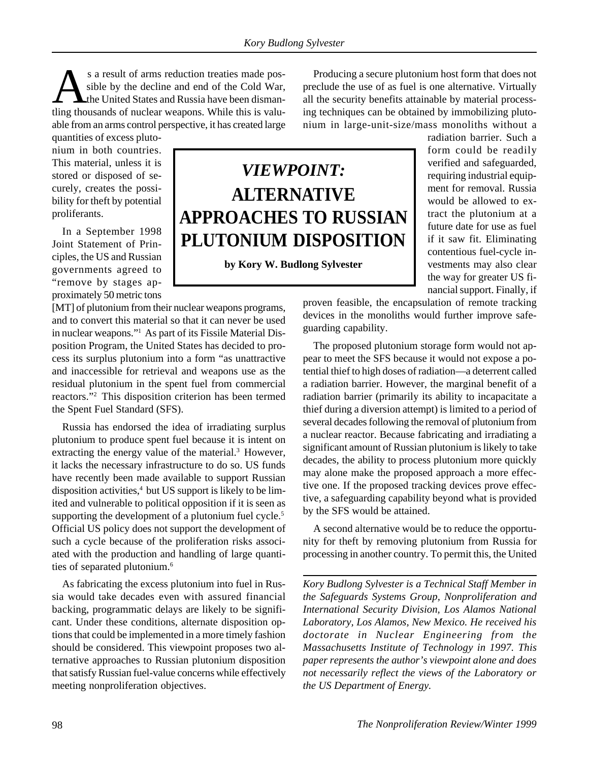# VIEWPOINT: ALTERNATIVE APPROACHES TO RUSSIAN PLUTONIUM DISPOSITION

**by Kory W. Budlong Sylvester**

As a result of arms reduction treaties made possible by the decline and end of the Cold War, the United States and Russia have been dismantling thousands of nuclear weapons. While this is valuable from an arms control perspective, it has created large quantities of excess plutonium in both countries. This material, unless it is stored or disposed of securely, creates the possibility for theft by potential proliferants.

In a September 1998 Joint Statement of Principles, the US and Russian governments agreed to "remove by stages approximately 50 metric tons [MT] of plutonium from their nuclear weapons programs, and to convert this material so that it can never be used in nuclear weapons."[1] As part of its Fissile Material Disposition Program, the United States has decided to process its surplus plutonium into a form "as unattractive and inaccessible for retrieval and weapons use as the residual plutonium in the spent fuel from commercial reactors."[2] This disposition criterion has been termed the Spent Fuel Standard (SFS).

Russia has endorsed the idea of irradiating surplus plutonium to produce spent fuel because it is intent on extracting the energy value of the material.[3] However, it lacks the necessary infrastructure to do so. US funds have recently been made available to support Russian disposition activities,[4] but US support is likely to be limited and vulnerable to political opposition if it is seen as supporting the development of a plutonium fuel cycle.[5] Official US policy does not support the development of such a cycle because of the proliferation risks associated with the production and handling of large quantities of separated plutonium.[6]

As fabricating the excess plutonium into fuel in Russia would take decades even with assured financial backing, programmatic delays are likely to be significant. Under these conditions, alternate disposition options that could be implemented in a more timely fashion should be considered. This viewpoint proposes two alternative approaches to Russian plutonium disposition that satisfy Russian fuel-value concerns while effectively meeting nonproliferation objectives.

Producing a secure plutonium host form that does not preclude the use of as fuel is one alternative. Virtually all the security benefits attainable by material processing techniques can be obtained by immobilizing plutonium in large-unit-size/mass monoliths without a radiation barrier. Such a form could be readily verified and safeguarded, requiring industrial equipment for removal. Russia would be allowed to extract the plutonium at a future date for use as fuel if it saw fit. Eliminating contentious fuel-cycle investments may also clear the way for greater US financial support. Finally, if proven feasible, the encapsulation of remote tracking devices in the monoliths would further improve safeguarding capability.

The proposed plutonium storage form would not appear to meet the SFS because it would not expose a potential thief to high doses of radiation—a deterrent called a radiation barrier. However, the marginal benefit of a radiation barrier (primarily its ability to incapacitate a thief during a diversion attempt) is limited to a period of several decades following the removal of plutonium from a nuclear reactor. Because fabricating and irradiating a significant amount of Russian plutonium is likely to take decades, the ability to process plutonium more quickly may alone make the proposed approach a more effective one. If the proposed tracking devices prove effective, a safeguarding capability beyond what is provided by the SFS would be attained.

A second alternative would be to reduce the opportunity for theft by removing plutonium from Russia for processing in another country. To permit this, the United

---

*Kory Budlong Sylvester is a Technical Staff Member in the Safeguards Systems Group, Nonproliferation and International Security Division, Los Alamos National Laboratory, Los Alamos, New Mexico. He received his doctorate in Nuclear Engineering from the Massachusetts Institute of Technology in 1997. This paper represents the author's viewpoint alone and does not necessarily reflect the views of the Laboratory or the US Department of Energy.*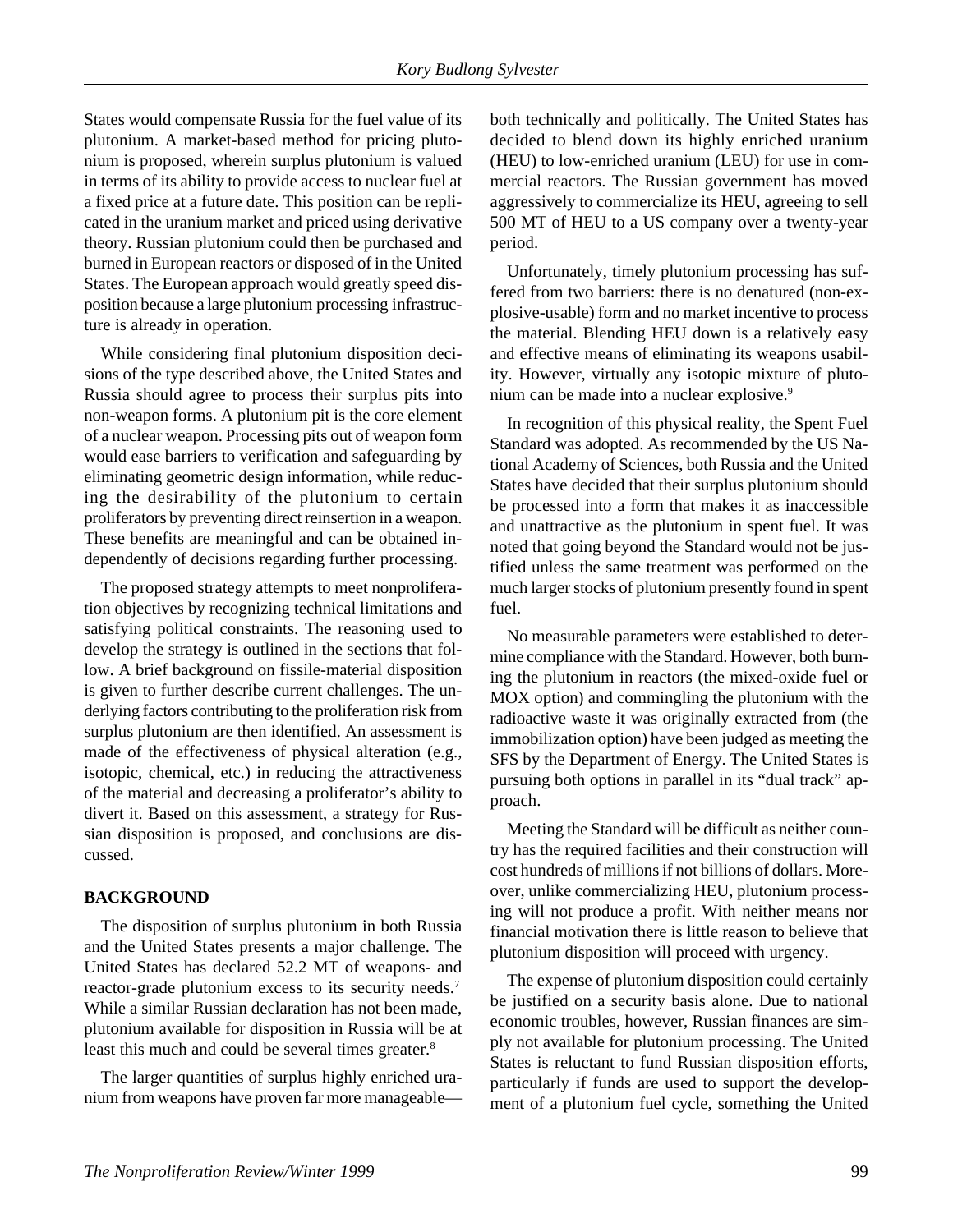States would compensate Russia for the fuel value of its plutonium. A market-based method for pricing plutonium is proposed, wherein surplus plutonium is valued in terms of its ability to provide access to nuclear fuel at a fixed price at a future date. This position can be replicated in the uranium market and priced using derivative theory. Russian plutonium could then be purchased and burned in European reactors or disposed of in the United States. The European approach would greatly speed disposition because a large plutonium processing infrastructure is already in operation.

While considering final plutonium disposition decisions of the type described above, the United States and Russia should agree to process their surplus pits into non-weapon forms. A plutonium pit is the core element of a nuclear weapon. Processing pits out of weapon form would ease barriers to verification and safeguarding by eliminating geometric design information, while reducing the desirability of the plutonium to certain proliferators by preventing direct reinsertion in a weapon. These benefits are meaningful and can be obtained independently of decisions regarding further processing.

The proposed strategy attempts to meet nonproliferation objectives by recognizing technical limitations and satisfying political constraints. The reasoning used to develop the strategy is outlined in the sections that follow. A brief background on fissile-material disposition is given to further describe current challenges. The underlying factors contributing to the proliferation risk from surplus plutonium are then identified. An assessment is made of the effectiveness of physical alteration (e.g., isotopic, chemical, etc.) in reducing the attractiveness of the material and decreasing a proliferator's ability to divert it. Based on this assessment, a strategy for Russian disposition is proposed, and conclusions are discussed.

## BACKGROUND

The disposition of surplus plutonium in both Russia and the United States presents a major challenge. The United States has declared 52.2 MT of weapons- and reactor-grade plutonium excess to its security needs.[7] While a similar Russian declaration has not been made, plutonium available for disposition in Russia will be at least this much and could be several times greater.[8]

The larger quantities of surplus highly enriched uranium from weapons have proven far more manageable—both technically and politically. The United States has decided to blend down its highly enriched uranium (HEU) to low-enriched uranium (LEU) for use in commercial reactors. The Russian government has moved aggressively to commercialize its HEU, agreeing to sell 500 MT of HEU to a US company over a twenty-year period.

Unfortunately, timely plutonium processing has suffered from two barriers: there is no denatured (non-explosive-usable) form and no market incentive to process the material. Blending HEU down is a relatively easy and effective means of eliminating its weapons usability. However, virtually any isotopic mixture of plutonium can be made into a nuclear explosive.[9]

In recognition of this physical reality, the Spent Fuel Standard was adopted. As recommended by the US National Academy of Sciences, both Russia and the United States have decided that their surplus plutonium should be processed into a form that makes it as inaccessible and unattractive as the plutonium in spent fuel. It was noted that going beyond the Standard would not be justified unless the same treatment was performed on the much larger stocks of plutonium presently found in spent fuel.

No measurable parameters were established to determine compliance with the Standard. However, both burning the plutonium in reactors (the mixed-oxide fuel or MOX option) and commingling the plutonium with the radioactive waste it was originally extracted from (the immobilization option) have been judged as meeting the SFS by the Department of Energy. The United States is pursuing both options in parallel in its "dual track" approach.

Meeting the Standard will be difficult as neither country has the required facilities and their construction will cost hundreds of millions if not billions of dollars. Moreover, unlike commercializing HEU, plutonium processing will not produce a profit. With neither means nor financial motivation there is little reason to believe that plutonium disposition will proceed with urgency.

The expense of plutonium disposition could certainly be justified on a security basis alone. Due to national economic troubles, however, Russian finances are simply not available for plutonium processing. The United States is reluctant to fund Russian disposition efforts, particularly if funds are used to support the development of a plutonium fuel cycle, something the United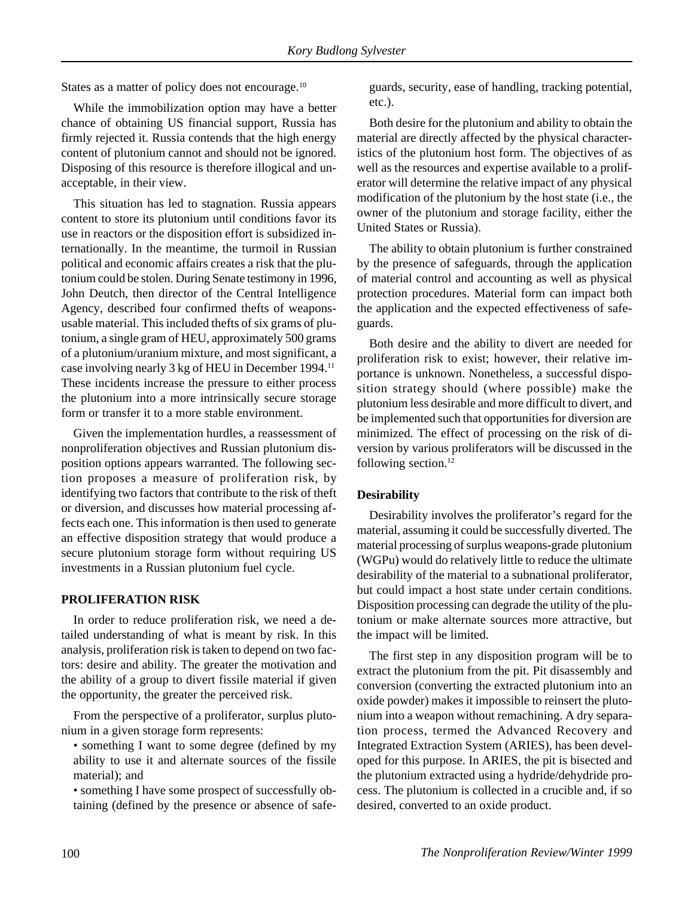States as a matter of policy does not encourage.[10]

While the immobilization option may have a better chance of obtaining US financial support, Russia has firmly rejected it. Russia contends that the high energy content of plutonium cannot and should not be ignored. Disposing of this resource is therefore illogical and unacceptable, in their view.

This situation has led to stagnation. Russia appears content to store its plutonium until conditions favor its use in reactors or the disposition effort is subsidized internationally. In the meantime, the turmoil in Russian political and economic affairs creates a risk that the plutonium could be stolen. During Senate testimony in 1996, John Deutch, then director of the Central Intelligence Agency, described four confirmed thefts of weapons-usable material. This included thefts of six grams of plutonium, a single gram of HEU, approximately 500 grams of a plutonium/uranium mixture, and most significant, a case involving nearly 3 kg of HEU in December 1994.[11] These incidents increase the pressure to either process the plutonium into a more intrinsically secure storage form or transfer it to a more stable environment.

Given the implementation hurdles, a reassessment of nonproliferation objectives and Russian plutonium disposition options appears warranted. The following section proposes a measure of proliferation risk, by identifying two factors that contribute to the risk of theft or diversion, and discusses how material processing affects each one. This information is then used to generate an effective disposition strategy that would produce a secure plutonium storage form without requiring US investments in a Russian plutonium fuel cycle.

## PROLIFERATION RISK

In order to reduce proliferation risk, we need a detailed understanding of what is meant by risk. In this analysis, proliferation risk is taken to depend on two factors: desire and ability. The greater the motivation and the ability of a group to divert fissile material if given the opportunity, the greater the perceived risk.

From the perspective of a proliferator, surplus plutonium in a given storage form represents:

- something I want to some degree (defined by my ability to use it and alternate sources of the fissile material); and
- something I have some prospect of successfully obtaining (defined by the presence or absence of safeguards, security, ease of handling, tracking potential, etc.).

Both desire for the plutonium and ability to obtain the material are directly affected by the physical characteristics of the plutonium host form. The objectives of as well as the resources and expertise available to a proliferator will determine the relative impact of any physical modification of the plutonium by the host state (i.e., the owner of the plutonium and storage facility, either the United States or Russia).

The ability to obtain plutonium is further constrained by the presence of safeguards, through the application of material control and accounting as well as physical protection procedures. Material form can impact both the application and the expected effectiveness of safeguards.

Both desire and the ability to divert are needed for proliferation risk to exist; however, their relative importance is unknown. Nonetheless, a successful disposition strategy should (where possible) make the plutonium less desirable and more difficult to divert, and be implemented such that opportunities for diversion are minimized. The effect of processing on the risk of diversion by various proliferators will be discussed in the following section.[12]

### Desirability

Desirability involves the proliferator's regard for the material, assuming it could be successfully diverted. The material processing of surplus weapons-grade plutonium (WGPu) would do relatively little to reduce the ultimate desirability of the material to a subnational proliferator, but could impact a host state under certain conditions. Disposition processing can degrade the utility of the plutonium or make alternate sources more attractive, but the impact will be limited.

The first step in any disposition program will be to extract the plutonium from the pit. Pit disassembly and conversion (converting the extracted plutonium into an oxide powder) makes it impossible to reinsert the plutonium into a weapon without remachining. A dry separation process, termed the Advanced Recovery and Integrated Extraction System (ARIES), has been developed for this purpose. In ARIES, the pit is bisected and the plutonium extracted using a hydride/dehydride process. The plutonium is collected in a crucible and, if so desired, converted to an oxide product.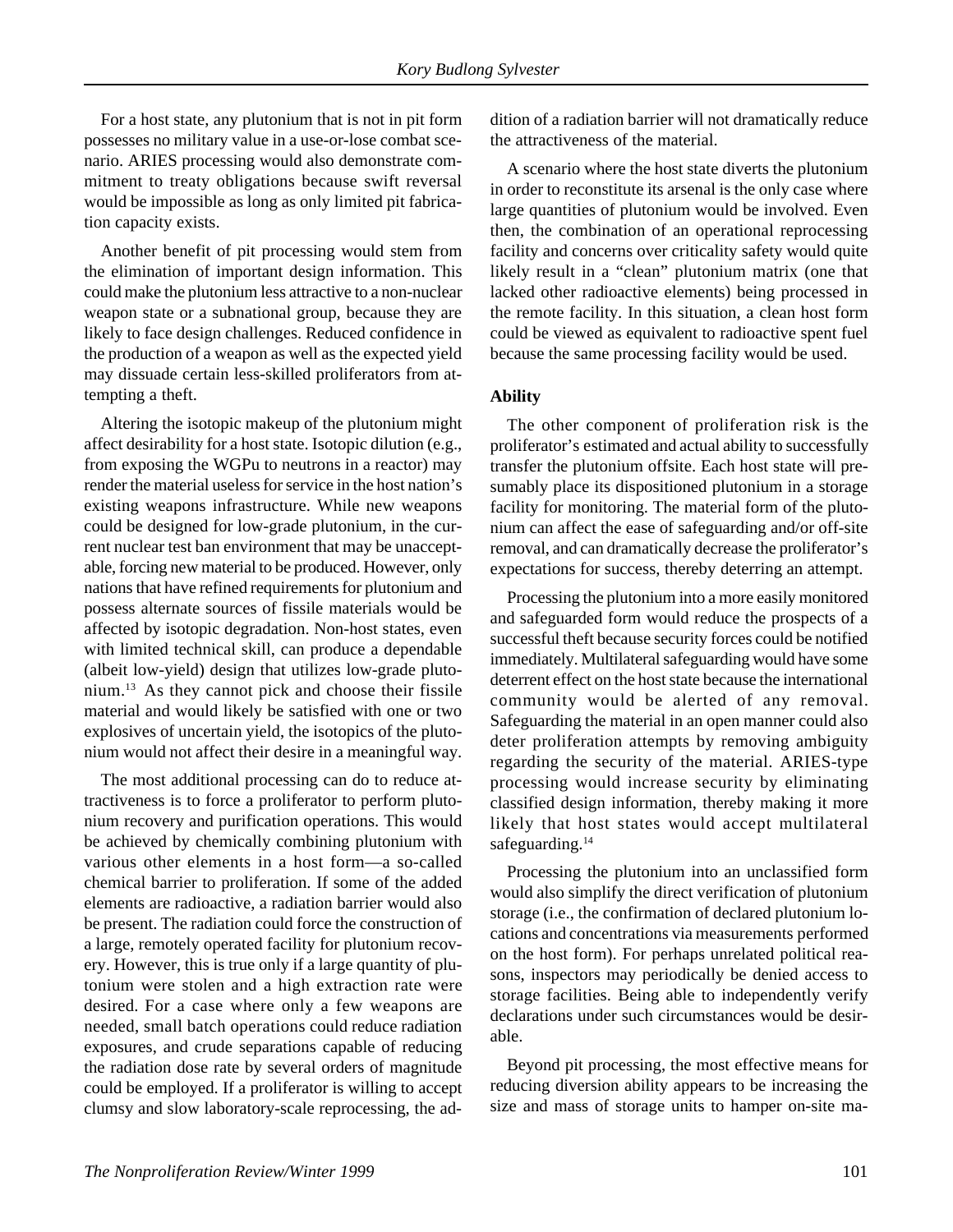For a host state, any plutonium that is not in pit form possesses no military value in a use-or-lose combat scenario. ARIES processing would also demonstrate commitment to treaty obligations because swift reversal would be impossible as long as only limited pit fabrication capacity exists.

Another benefit of pit processing would stem from the elimination of important design information. This could make the plutonium less attractive to a non-nuclear weapon state or a subnational group, because they are likely to face design challenges. Reduced confidence in the production of a weapon as well as the expected yield may dissuade certain less-skilled proliferators from attempting a theft.

Altering the isotopic makeup of the plutonium might affect desirability for a host state. Isotopic dilution (e.g., from exposing the WGPu to neutrons in a reactor) may render the material useless for service in the host nation's existing weapons infrastructure. While new weapons could be designed for low-grade plutonium, in the current nuclear test ban environment that may be unacceptable, forcing new material to be produced. However, only nations that have refined requirements for plutonium and possess alternate sources of fissile materials would be affected by isotopic degradation. Non-host states, even with limited technical skill, can produce a dependable (albeit low-yield) design that utilizes low-grade plutonium.[13] As they cannot pick and choose their fissile material and would likely be satisfied with one or two explosives of uncertain yield, the isotopics of the plutonium would not affect their desire in a meaningful way.

The most additional processing can do to reduce attractiveness is to force a proliferator to perform plutonium recovery and purification operations. This would be achieved by chemically combining plutonium with various other elements in a host form—a so-called chemical barrier to proliferation. If some of the added elements are radioactive, a radiation barrier would also be present. The radiation could force the construction of a large, remotely operated facility for plutonium recovery. However, this is true only if a large quantity of plutonium were stolen and a high extraction rate were desired. For a case where only a few weapons are needed, small batch operations could reduce radiation exposures, and crude separations capable of reducing the radiation dose rate by several orders of magnitude could be employed. If a proliferator is willing to accept clumsy and slow laboratory-scale reprocessing, the addition of a radiation barrier will not dramatically reduce the attractiveness of the material.

A scenario where the host state diverts the plutonium in order to reconstitute its arsenal is the only case where large quantities of plutonium would be involved. Even then, the combination of an operational reprocessing facility and concerns over criticality safety would quite likely result in a "clean" plutonium matrix (one that lacked other radioactive elements) being processed in the remote facility. In this situation, a clean host form could be viewed as equivalent to radioactive spent fuel because the same processing facility would be used.

**Ability**

The other component of proliferation risk is the proliferator's estimated and actual ability to successfully transfer the plutonium offsite. Each host state will presumably place its dispositioned plutonium in a storage facility for monitoring. The material form of the plutonium can affect the ease of safeguarding and/or off-site removal, and can dramatically decrease the proliferator's expectations for success, thereby deterring an attempt.

Processing the plutonium into a more easily monitored and safeguarded form would reduce the prospects of a successful theft because security forces could be notified immediately. Multilateral safeguarding would have some deterrent effect on the host state because the international community would be alerted of any removal. Safeguarding the material in an open manner could also deter proliferation attempts by removing ambiguity regarding the security of the material. ARIES-type processing would increase security by eliminating classified design information, thereby making it more likely that host states would accept multilateral safeguarding.[14]

Processing the plutonium into an unclassified form would also simplify the direct verification of plutonium storage (i.e., the confirmation of declared plutonium locations and concentrations via measurements performed on the host form). For perhaps unrelated political reasons, inspectors may periodically be denied access to storage facilities. Being able to independently verify declarations under such circumstances would be desirable.

Beyond pit processing, the most effective means for reducing diversion ability appears to be increasing the size and mass of storage units to hamper on-site ma-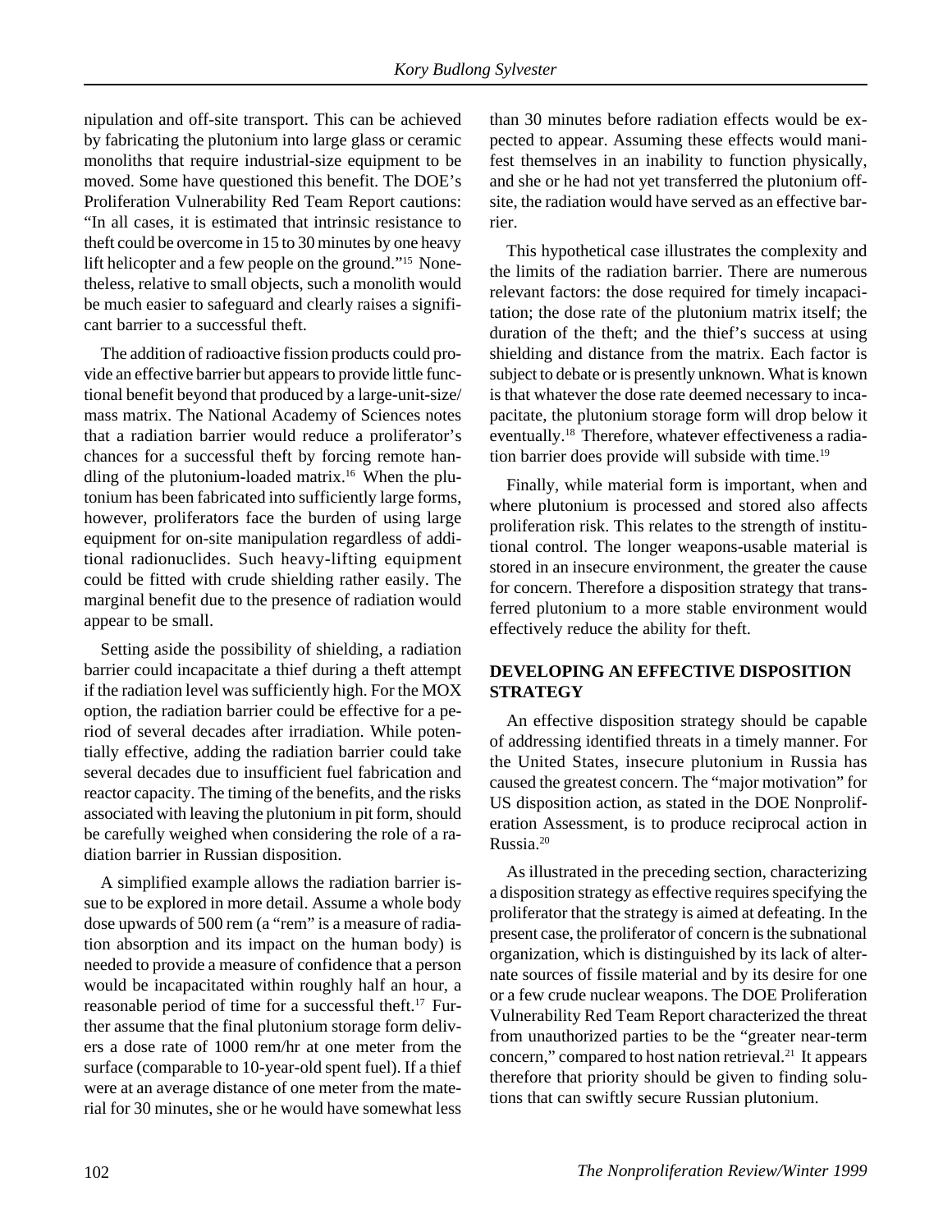nipulation and off-site transport. This can be achieved by fabricating the plutonium into large glass or ceramic monoliths that require industrial-size equipment to be moved. Some have questioned this benefit. The DOE's Proliferation Vulnerability Red Team Report cautions: "In all cases, it is estimated that intrinsic resistance to theft could be overcome in 15 to 30 minutes by one heavy lift helicopter and a few people on the ground."[15] Nonetheless, relative to small objects, such a monolith would be much easier to safeguard and clearly raises a significant barrier to a successful theft.

The addition of radioactive fission products could provide an effective barrier but appears to provide little functional benefit beyond that produced by a large-unit-size/mass matrix. The National Academy of Sciences notes that a radiation barrier would reduce a proliferator's chances for a successful theft by forcing remote handling of the plutonium-loaded matrix.[16] When the plutonium has been fabricated into sufficiently large forms, however, proliferators face the burden of using large equipment for on-site manipulation regardless of additional radionuclides. Such heavy-lifting equipment could be fitted with crude shielding rather easily. The marginal benefit due to the presence of radiation would appear to be small.

Setting aside the possibility of shielding, a radiation barrier could incapacitate a thief during a theft attempt if the radiation level was sufficiently high. For the MOX option, the radiation barrier could be effective for a period of several decades after irradiation. While potentially effective, adding the radiation barrier could take several decades due to insufficient fuel fabrication and reactor capacity. The timing of the benefits, and the risks associated with leaving the plutonium in pit form, should be carefully weighed when considering the role of a radiation barrier in Russian disposition.

A simplified example allows the radiation barrier issue to be explored in more detail. Assume a whole body dose upwards of 500 rem (a "rem" is a measure of radiation absorption and its impact on the human body) is needed to provide a measure of confidence that a person would be incapacitated within roughly half an hour, a reasonable period of time for a successful theft.[17] Further assume that the final plutonium storage form delivers a dose rate of 1000 rem/hr at one meter from the surface (comparable to 10-year-old spent fuel). If a thief were at an average distance of one meter from the material for 30 minutes, she or he would have somewhat less than 30 minutes before radiation effects would be expected to appear. Assuming these effects would manifest themselves in an inability to function physically, and she or he had not yet transferred the plutonium off-site, the radiation would have served as an effective barrier.

This hypothetical case illustrates the complexity and the limits of the radiation barrier. There are numerous relevant factors: the dose required for timely incapacitation; the dose rate of the plutonium matrix itself; the duration of the theft; and the thief's success at using shielding and distance from the matrix. Each factor is subject to debate or is presently unknown. What is known is that whatever the dose rate deemed necessary to incapacitate, the plutonium storage form will drop below it eventually.[18] Therefore, whatever effectiveness a radiation barrier does provide will subside with time.[19]

Finally, while material form is important, when and where plutonium is processed and stored also affects proliferation risk. This relates to the strength of institutional control. The longer weapons-usable material is stored in an insecure environment, the greater the cause for concern. Therefore a disposition strategy that transferred plutonium to a more stable environment would effectively reduce the ability for theft.

## DEVELOPING AN EFFECTIVE DISPOSITION STRATEGY

An effective disposition strategy should be capable of addressing identified threats in a timely manner. For the United States, insecure plutonium in Russia has caused the greatest concern. The "major motivation" for US disposition action, as stated in the DOE Nonproliferation Assessment, is to produce reciprocal action in Russia.[20]

As illustrated in the preceding section, characterizing a disposition strategy as effective requires specifying the proliferator that the strategy is aimed at defeating. In the present case, the proliferator of concern is the subnational organization, which is distinguished by its lack of alternate sources of fissile material and by its desire for one or a few crude nuclear weapons. The DOE Proliferation Vulnerability Red Team Report characterized the threat from unauthorized parties to be the "greater near-term concern," compared to host nation retrieval.[21] It appears therefore that priority should be given to finding solutions that can swiftly secure Russian plutonium.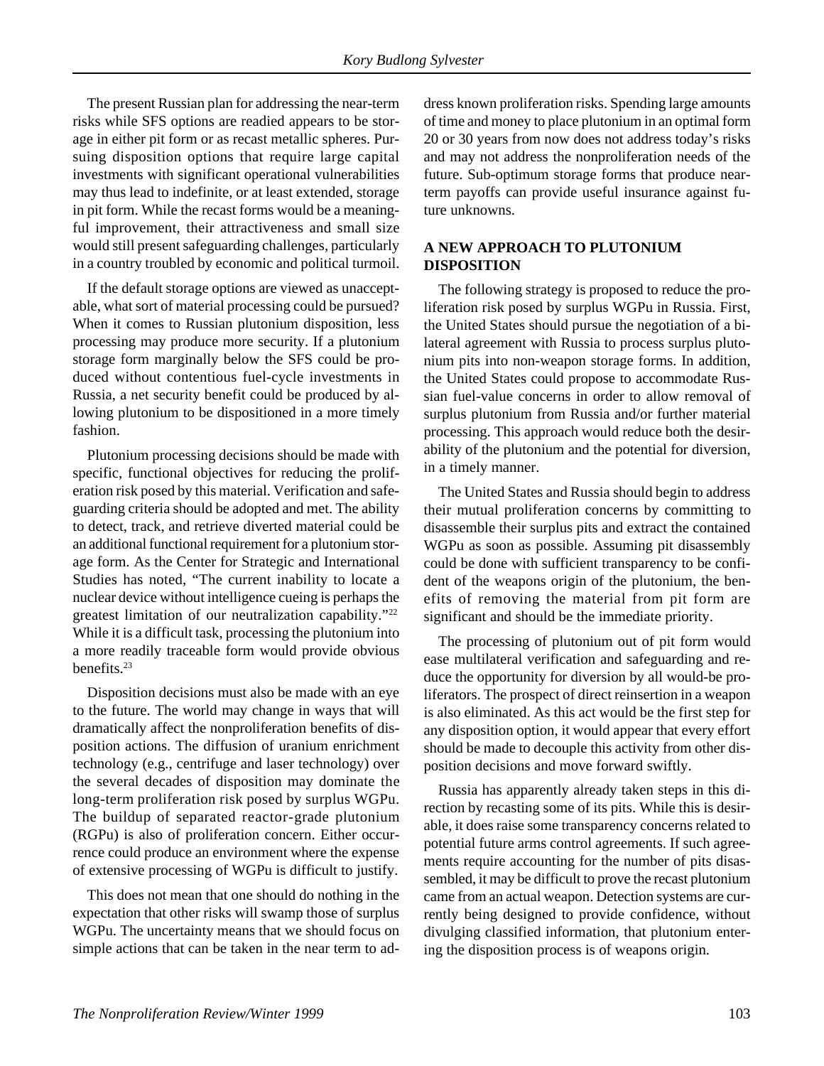The present Russian plan for addressing the near-term risks while SFS options are readied appears to be storage in either pit form or as recast metallic spheres. Pursuing disposition options that require large capital investments with significant operational vulnerabilities may thus lead to indefinite, or at least extended, storage in pit form. While the recast forms would be a meaningful improvement, their attractiveness and small size would still present safeguarding challenges, particularly in a country troubled by economic and political turmoil.

If the default storage options are viewed as unacceptable, what sort of material processing could be pursued? When it comes to Russian plutonium disposition, less processing may produce more security. If a plutonium storage form marginally below the SFS could be produced without contentious fuel-cycle investments in Russia, a net security benefit could be produced by allowing plutonium to be dispositioned in a more timely fashion.

Plutonium processing decisions should be made with specific, functional objectives for reducing the proliferation risk posed by this material. Verification and safeguarding criteria should be adopted and met. The ability to detect, track, and retrieve diverted material could be an additional functional requirement for a plutonium storage form. As the Center for Strategic and International Studies has noted, "The current inability to locate a nuclear device without intelligence cueing is perhaps the greatest limitation of our neutralization capability."[22] While it is a difficult task, processing the plutonium into a more readily traceable form would provide obvious benefits.[23]

Disposition decisions must also be made with an eye to the future. The world may change in ways that will dramatically affect the nonproliferation benefits of disposition actions. The diffusion of uranium enrichment technology (e.g., centrifuge and laser technology) over the several decades of disposition may dominate the long-term proliferation risk posed by surplus WGPu. The buildup of separated reactor-grade plutonium (RGPu) is also of proliferation concern. Either occurrence could produce an environment where the expense of extensive processing of WGPu is difficult to justify.

This does not mean that one should do nothing in the expectation that other risks will swamp those of surplus WGPu. The uncertainty means that we should focus on simple actions that can be taken in the near term to address known proliferation risks. Spending large amounts of time and money to place plutonium in an optimal form 20 or 30 years from now does not address today's risks and may not address the nonproliferation needs of the future. Sub-optimum storage forms that produce near-term payoffs can provide useful insurance against future unknowns.

## A NEW APPROACH TO PLUTONIUM DISPOSITION

The following strategy is proposed to reduce the proliferation risk posed by surplus WGPu in Russia. First, the United States should pursue the negotiation of a bilateral agreement with Russia to process surplus plutonium pits into non-weapon storage forms. In addition, the United States could propose to accommodate Russian fuel-value concerns in order to allow removal of surplus plutonium from Russia and/or further material processing. This approach would reduce both the desirability of the plutonium and the potential for diversion, in a timely manner.

The United States and Russia should begin to address their mutual proliferation concerns by committing to disassemble their surplus pits and extract the contained WGPu as soon as possible. Assuming pit disassembly could be done with sufficient transparency to be confident of the weapons origin of the plutonium, the benefits of removing the material from pit form are significant and should be the immediate priority.

The processing of plutonium out of pit form would ease multilateral verification and safeguarding and reduce the opportunity for diversion by all would-be proliferators. The prospect of direct reinsertion in a weapon is also eliminated. As this act would be the first step for any disposition option, it would appear that every effort should be made to decouple this activity from other disposition decisions and move forward swiftly.

Russia has apparently already taken steps in this direction by recasting some of its pits. While this is desirable, it does raise some transparency concerns related to potential future arms control agreements. If such agreements require accounting for the number of pits disassembled, it may be difficult to prove the recast plutonium came from an actual weapon. Detection systems are currently being designed to provide confidence, without divulging classified information, that plutonium entering the disposition process is of weapons origin.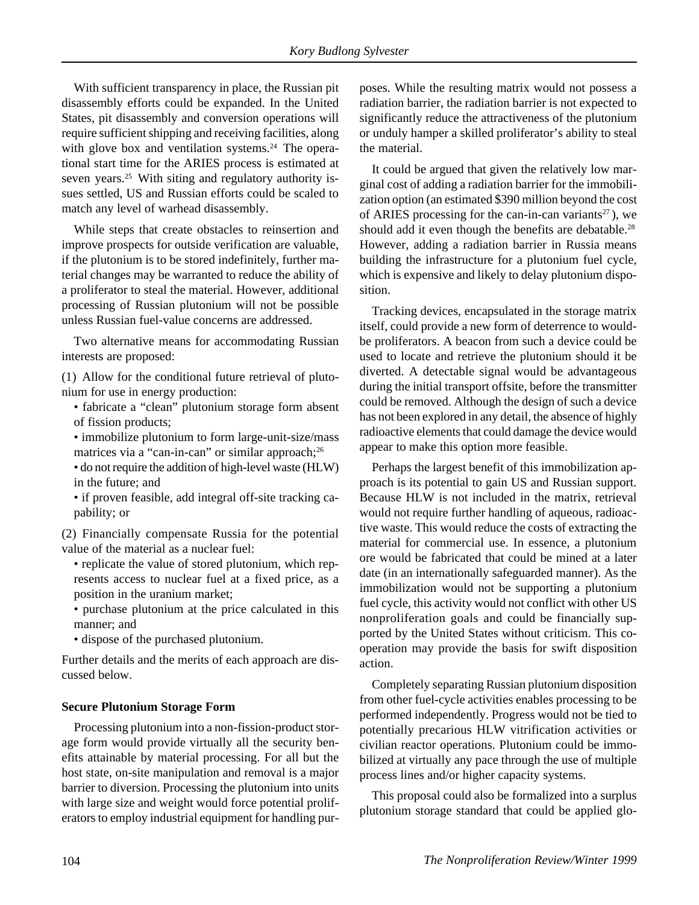With sufficient transparency in place, the Russian pit disassembly efforts could be expanded. In the United States, pit disassembly and conversion operations will require sufficient shipping and receiving facilities, along with glove box and ventilation systems.[24] The operational start time for the ARIES process is estimated at seven years.[25] With siting and regulatory authority issues settled, US and Russian efforts could be scaled to match any level of warhead disassembly.

While steps that create obstacles to reinsertion and improve prospects for outside verification are valuable, if the plutonium is to be stored indefinitely, further material changes may be warranted to reduce the ability of a proliferator to steal the material. However, additional processing of Russian plutonium will not be possible unless Russian fuel-value concerns are addressed.

Two alternative means for accommodating Russian interests are proposed:

(1) Allow for the conditional future retrieval of plutonium for use in energy production:

- fabricate a "clean" plutonium storage form absent of fission products;
- immobilize plutonium to form large-unit-size/mass matrices via a "can-in-can" or similar approach;[26]
- do not require the addition of high-level waste (HLW) in the future; and
- if proven feasible, add integral off-site tracking capability; or

(2) Financially compensate Russia for the potential value of the material as a nuclear fuel:

- replicate the value of stored plutonium, which represents access to nuclear fuel at a fixed price, as a position in the uranium market;
- purchase plutonium at the price calculated in this manner; and
- dispose of the purchased plutonium.

Further details and the merits of each approach are discussed below.

**Secure Plutonium Storage Form**

Processing plutonium into a non-fission-product storage form would provide virtually all the security benefits attainable by material processing. For all but the host state, on-site manipulation and removal is a major barrier to diversion. Processing the plutonium into units with large size and weight would force potential proliferators to employ industrial equipment for handling purposes. While the resulting matrix would not possess a radiation barrier, the radiation barrier is not expected to significantly reduce the attractiveness of the plutonium or unduly hamper a skilled proliferator's ability to steal the material.

It could be argued that given the relatively low marginal cost of adding a radiation barrier for the immobilization option (an estimated $390 million beyond the cost of ARIES processing for the can-in-can variants[27]), we should add it even though the benefits are debatable.[28] However, adding a radiation barrier in Russia means building the infrastructure for a plutonium fuel cycle, which is expensive and likely to delay plutonium disposition.

Tracking devices, encapsulated in the storage matrix itself, could provide a new form of deterrence to would-be proliferators. A beacon from such a device could be used to locate and retrieve the plutonium should it be diverted. A detectable signal would be advantageous during the initial transport offsite, before the transmitter could be removed. Although the design of such a device has not been explored in any detail, the absence of highly radioactive elements that could damage the device would appear to make this option more feasible.

Perhaps the largest benefit of this immobilization approach is its potential to gain US and Russian support. Because HLW is not included in the matrix, retrieval would not require further handling of aqueous, radioactive waste. This would reduce the costs of extracting the material for commercial use. In essence, a plutonium ore would be fabricated that could be mined at a later date (in an internationally safeguarded manner). As the immobilization would not be supporting a plutonium fuel cycle, this activity would not conflict with other US nonproliferation goals and could be financially supported by the United States without criticism. This cooperation may provide the basis for swift disposition action.

Completely separating Russian plutonium disposition from other fuel-cycle activities enables processing to be performed independently. Progress would not be tied to potentially precarious HLW vitrification activities or civilian reactor operations. Plutonium could be immobilized at virtually any pace through the use of multiple process lines and/or higher capacity systems.

This proposal could also be formalized into a surplus plutonium storage standard that could be applied glo-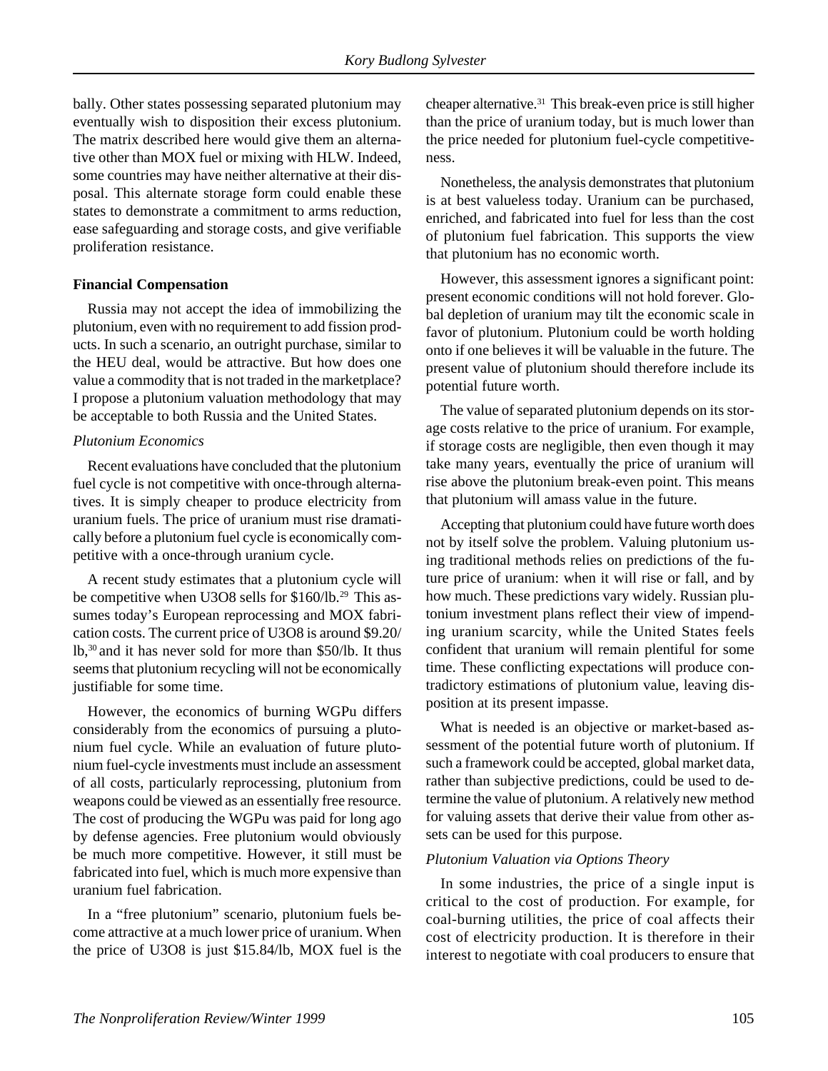bally. Other states possessing separated plutonium may eventually wish to disposition their excess plutonium. The matrix described here would give them an alternative other than MOX fuel or mixing with HLW. Indeed, some countries may have neither alternative at their disposal. This alternate storage form could enable these states to demonstrate a commitment to arms reduction, ease safeguarding and storage costs, and give verifiable proliferation resistance.

**Financial Compensation**

Russia may not accept the idea of immobilizing the plutonium, even with no requirement to add fission products. In such a scenario, an outright purchase, similar to the HEU deal, would be attractive. But how does one value a commodity that is not traded in the marketplace? I propose a plutonium valuation methodology that may be acceptable to both Russia and the United States.

*Plutonium Economics*

Recent evaluations have concluded that the plutonium fuel cycle is not competitive with once-through alternatives. It is simply cheaper to produce electricity from uranium fuels. The price of uranium must rise dramatically before a plutonium fuel cycle is economically competitive with a once-through uranium cycle.

A recent study estimates that a plutonium cycle will be competitive when $U_3O_8$ sells for \$160/lb.[29] This assumes today's European reprocessing and MOX fabrication costs. The current price of $U_3O_8$ is around \$9.20/lb,[30] and it has never sold for more than \$50/lb. It thus seems that plutonium recycling will not be economically justifiable for some time.

However, the economics of burning WGPu differs considerably from the economics of pursuing a plutonium fuel cycle. While an evaluation of future plutonium fuel-cycle investments must include an assessment of all costs, particularly reprocessing, plutonium from weapons could be viewed as an essentially free resource. The cost of producing the WGPu was paid for long ago by defense agencies. Free plutonium would obviously be much more competitive. However, it still must be fabricated into fuel, which is much more expensive than uranium fuel fabrication.

In a "free plutonium" scenario, plutonium fuels become attractive at a much lower price of uranium. When the price of $U_3O_8$ is just \$15.84/lb, MOX fuel is the cheaper alternative.[31] This break-even price is still higher than the price of uranium today, but is much lower than the price needed for plutonium fuel-cycle competitiveness.

Nonetheless, the analysis demonstrates that plutonium is at best valueless today. Uranium can be purchased, enriched, and fabricated into fuel for less than the cost of plutonium fuel fabrication. This supports the view that plutonium has no economic worth.

However, this assessment ignores a significant point: present economic conditions will not hold forever. Global depletion of uranium may tilt the economic scale in favor of plutonium. Plutonium could be worth holding onto if one believes it will be valuable in the future. The present value of plutonium should therefore include its potential future worth.

The value of separated plutonium depends on its storage costs relative to the price of uranium. For example, if storage costs are negligible, then even though it may take many years, eventually the price of uranium will rise above the plutonium break-even point. This means that plutonium will amass value in the future.

Accepting that plutonium could have future worth does not by itself solve the problem. Valuing plutonium using traditional methods relies on predictions of the future price of uranium: when it will rise or fall, and by how much. These predictions vary widely. Russian plutonium investment plans reflect their view of impending uranium scarcity, while the United States feels confident that uranium will remain plentiful for some time. These conflicting expectations will produce contradictory estimations of plutonium value, leaving disposition at its present impasse.

What is needed is an objective or market-based assessment of the potential future worth of plutonium. If such a framework could be accepted, global market data, rather than subjective predictions, could be used to determine the value of plutonium. A relatively new method for valuing assets that derive their value from other assets can be used for this purpose.

*Plutonium Valuation via Options Theory*

In some industries, the price of a single input is critical to the cost of production. For example, for coal-burning utilities, the price of coal affects their cost of electricity production. It is therefore in their interest to negotiate with coal producers to ensure that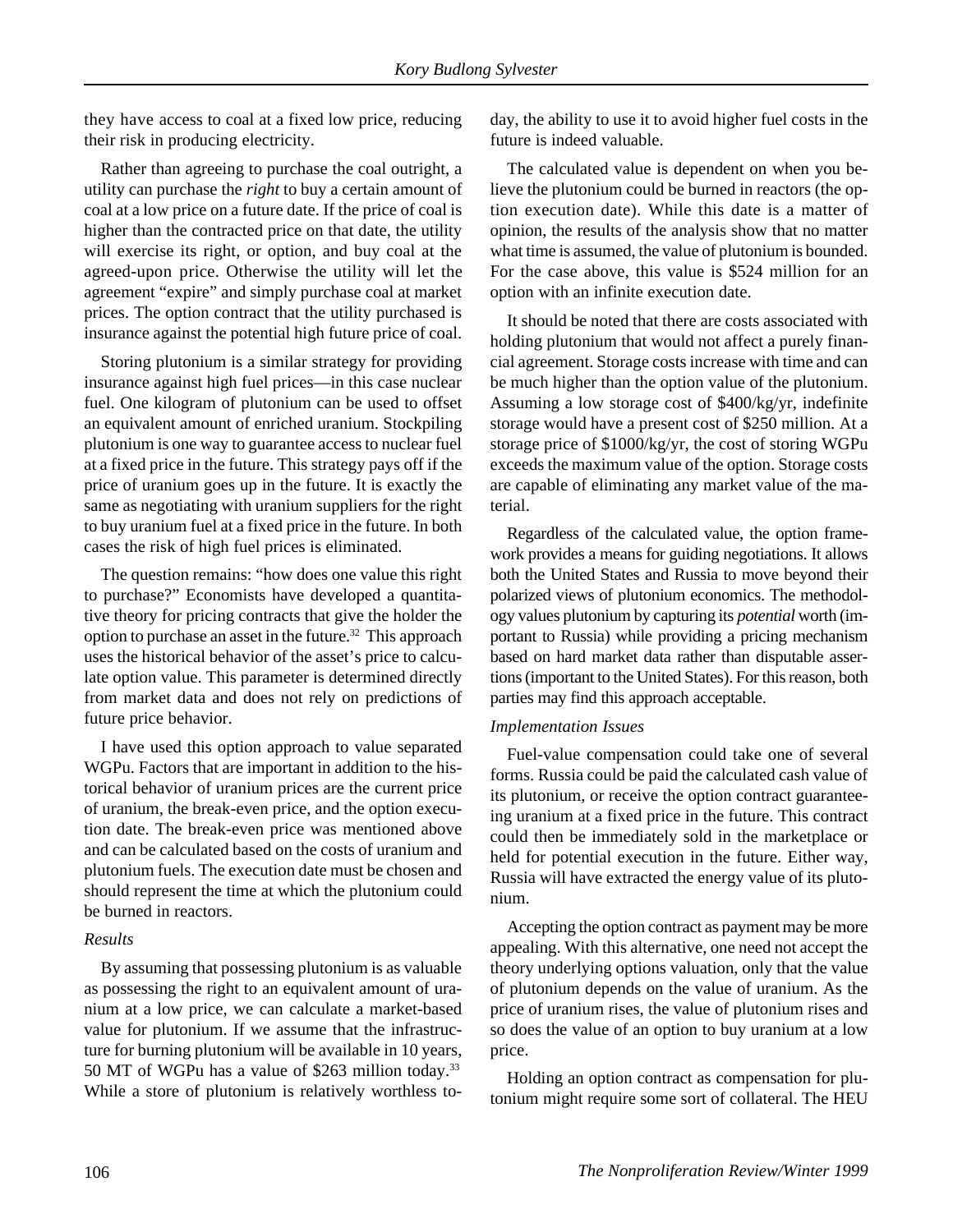they have access to coal at a fixed low price, reducing their risk in producing electricity.

Rather than agreeing to purchase the coal outright, a utility can purchase the *right* to buy a certain amount of coal at a low price on a future date. If the price of coal is higher than the contracted price on that date, the utility will exercise its right, or option, and buy coal at the agreed-upon price. Otherwise the utility will let the agreement "expire" and simply purchase coal at market prices. The option contract that the utility purchased is insurance against the potential high future price of coal.

Storing plutonium is a similar strategy for providing insurance against high fuel prices—in this case nuclear fuel. One kilogram of plutonium can be used to offset an equivalent amount of enriched uranium. Stockpiling plutonium is one way to guarantee access to nuclear fuel at a fixed price in the future. This strategy pays off if the price of uranium goes up in the future. It is exactly the same as negotiating with uranium suppliers for the right to buy uranium fuel at a fixed price in the future. In both cases the risk of high fuel prices is eliminated.

The question remains: "how does one value this right to purchase?" Economists have developed a quantitative theory for pricing contracts that give the holder the option to purchase an asset in the future.[32] This approach uses the historical behavior of the asset's price to calculate option value. This parameter is determined directly from market data and does not rely on predictions of future price behavior.

I have used this option approach to value separated WGPu. Factors that are important in addition to the historical behavior of uranium prices are the current price of uranium, the break-even price, and the option execution date. The break-even price was mentioned above and can be calculated based on the costs of uranium and plutonium fuels. The execution date must be chosen and should represent the time at which the plutonium could be burned in reactors.

### *Results*

By assuming that possessing plutonium is as valuable as possessing the right to an equivalent amount of uranium at a low price, we can calculate a market-based value for plutonium. If we assume that the infrastructure for burning plutonium will be available in 10 years, 50 MT of WGPu has a value of $263 million today.[33] While a store of plutonium is relatively worthless today, the ability to use it to avoid higher fuel costs in the future is indeed valuable.

The calculated value is dependent on when you believe the plutonium could be burned in reactors (the option execution date). While this date is a matter of opinion, the results of the analysis show that no matter what time is assumed, the value of plutonium is bounded. For the case above, this value is $524 million for an option with an infinite execution date.

It should be noted that there are costs associated with holding plutonium that would not affect a purely financial agreement. Storage costs increase with time and can be much higher than the option value of the plutonium. Assuming a low storage cost of $400/kg/yr, indefinite storage would have a present cost of $250 million. At a storage price of $1000/kg/yr, the cost of storing WGPu exceeds the maximum value of the option. Storage costs are capable of eliminating any market value of the material.

Regardless of the calculated value, the option framework provides a means for guiding negotiations. It allows both the United States and Russia to move beyond their polarized views of plutonium economics. The methodology values plutonium by capturing its *potential* worth (important to Russia) while providing a pricing mechanism based on hard market data rather than disputable assertions (important to the United States). For this reason, both parties may find this approach acceptable.

### *Implementation Issues*

Fuel-value compensation could take one of several forms. Russia could be paid the calculated cash value of its plutonium, or receive the option contract guaranteeing uranium at a fixed price in the future. This contract could then be immediately sold in the marketplace or held for potential execution in the future. Either way, Russia will have extracted the energy value of its plutonium.

Accepting the option contract as payment may be more appealing. With this alternative, one need not accept the theory underlying options valuation, only that the value of plutonium depends on the value of uranium. As the price of uranium rises, the value of plutonium rises and so does the value of an option to buy uranium at a low price.

Holding an option contract as compensation for plutonium might require some sort of collateral. The HEU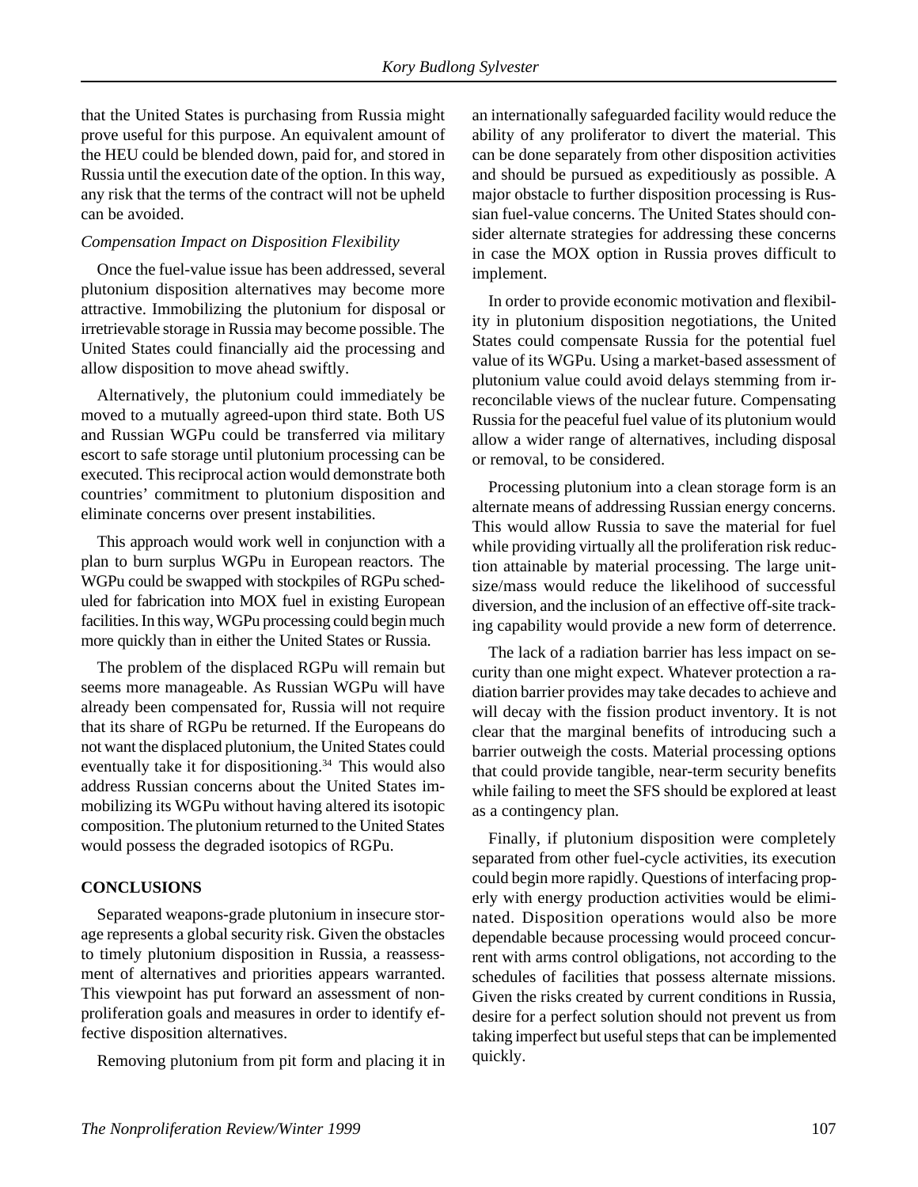that the United States is purchasing from Russia might prove useful for this purpose. An equivalent amount of the HEU could be blended down, paid for, and stored in Russia until the execution date of the option. In this way, any risk that the terms of the contract will not be upheld can be avoided.

*Compensation Impact on Disposition Flexibility*

Once the fuel-value issue has been addressed, several plutonium disposition alternatives may become more attractive. Immobilizing the plutonium for disposal or irretrievable storage in Russia may become possible. The United States could financially aid the processing and allow disposition to move ahead swiftly.

Alternatively, the plutonium could immediately be moved to a mutually agreed-upon third state. Both US and Russian WGPu could be transferred via military escort to safe storage until plutonium processing can be executed. This reciprocal action would demonstrate both countries' commitment to plutonium disposition and eliminate concerns over present instabilities.

This approach would work well in conjunction with a plan to burn surplus WGPu in European reactors. The WGPu could be swapped with stockpiles of RGPu scheduled for fabrication into MOX fuel in existing European facilities. In this way, WGPu processing could begin much more quickly than in either the United States or Russia.

The problem of the displaced RGPu will remain but seems more manageable. As Russian WGPu will have already been compensated for, Russia will not require that its share of RGPu be returned. If the Europeans do not want the displaced plutonium, the United States could eventually take it for dispositioning.[34] This would also address Russian concerns about the United States immobilizing its WGPu without having altered its isotopic composition. The plutonium returned to the United States would possess the degraded isotopics of RGPu.

## CONCLUSIONS

Separated weapons-grade plutonium in insecure storage represents a global security risk. Given the obstacles to timely plutonium disposition in Russia, a reassessment of alternatives and priorities appears warranted. This viewpoint has put forward an assessment of nonproliferation goals and measures in order to identify effective disposition alternatives.

Removing plutonium from pit form and placing it in an internationally safeguarded facility would reduce the ability of any proliferator to divert the material. This can be done separately from other disposition activities and should be pursued as expeditiously as possible. A major obstacle to further disposition processing is Russian fuel-value concerns. The United States should consider alternate strategies for addressing these concerns in case the MOX option in Russia proves difficult to implement.

In order to provide economic motivation and flexibility in plutonium disposition negotiations, the United States could compensate Russia for the potential fuel value of its WGPu. Using a market-based assessment of plutonium value could avoid delays stemming from irreconcilable views of the nuclear future. Compensating Russia for the peaceful fuel value of its plutonium would allow a wider range of alternatives, including disposal or removal, to be considered.

Processing plutonium into a clean storage form is an alternate means of addressing Russian energy concerns. This would allow Russia to save the material for fuel while providing virtually all the proliferation risk reduction attainable by material processing. The large unit-size/mass would reduce the likelihood of successful diversion, and the inclusion of an effective off-site tracking capability would provide a new form of deterrence.

The lack of a radiation barrier has less impact on security than one might expect. Whatever protection a radiation barrier provides may take decades to achieve and will decay with the fission product inventory. It is not clear that the marginal benefits of introducing such a barrier outweigh the costs. Material processing options that could provide tangible, near-term security benefits while failing to meet the SFS should be explored at least as a contingency plan.

Finally, if plutonium disposition were completely separated from other fuel-cycle activities, its execution could begin more rapidly. Questions of interfacing properly with energy production activities would be eliminated. Disposition operations would also be more dependable because processing would proceed concurrent with arms control obligations, not according to the schedules of facilities that possess alternate missions. Given the risks created by current conditions in Russia, desire for a perfect solution should not prevent us from taking imperfect but useful steps that can be implemented quickly.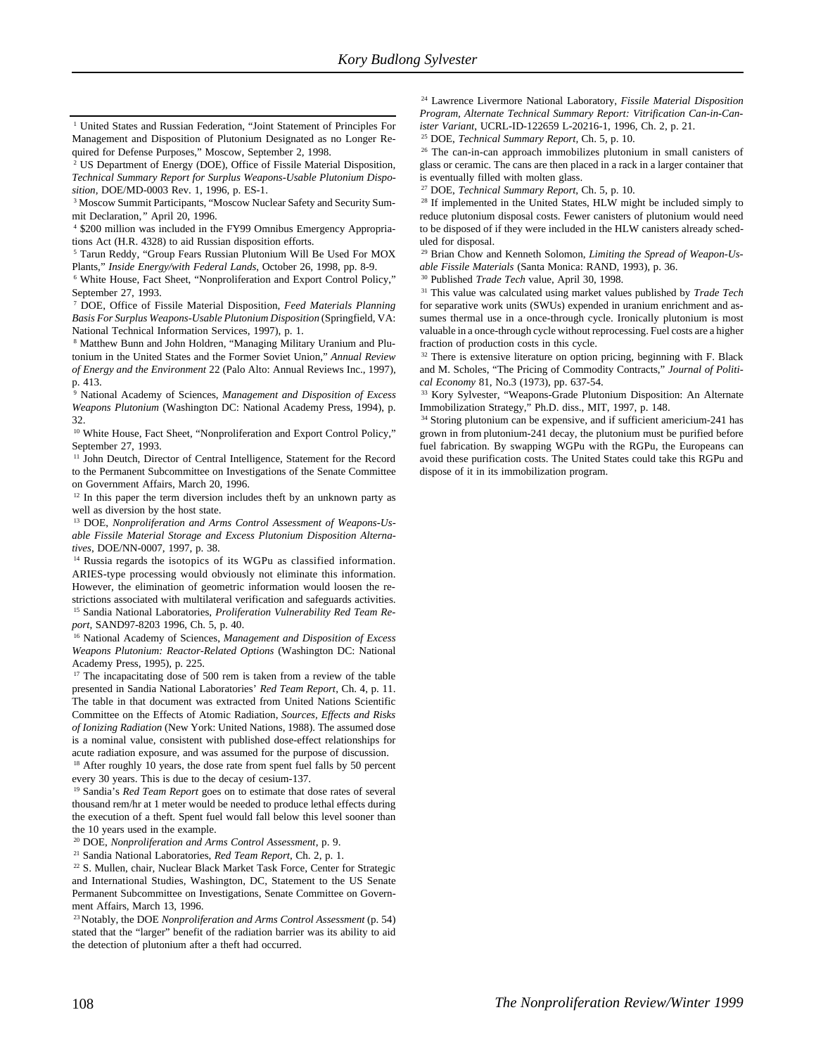[1] United States and Russian Federation, "Joint Statement of Principles For Management and Disposition of Plutonium Designated as no Longer Required for Defense Purposes," Moscow, September 2, 1998.

[2] US Department of Energy (DOE), Office of Fissile Material Disposition, *Technical Summary Report for Surplus Weapons-Usable Plutonium Disposition*, DOE/MD-0003 Rev. 1, 1996, p. ES-1.

[3] Moscow Summit Participants, "Moscow Nuclear Safety and Security Summit Declaration," April 20, 1996.

[4] $200 million was included in the FY99 Omnibus Emergency Appropriations Act (H.R. 4328) to aid Russian disposition efforts.

[5] Tarun Reddy, "Group Fears Russian Plutonium Will Be Used For MOX Plants," *Inside Energy/with Federal Lands*, October 26, 1998, pp. 8-9.

[6] White House, Fact Sheet, "Nonproliferation and Export Control Policy," September 27, 1993.

[7] DOE, Office of Fissile Material Disposition, *Feed Materials Planning Basis For Surplus Weapons-Usable Plutonium Disposition* (Springfield, VA: National Technical Information Services, 1997), p. 1.

[8] Matthew Bunn and John Holdren, "Managing Military Uranium and Plutonium in the United States and the Former Soviet Union," *Annual Review of Energy and the Environment* 22 (Palo Alto: Annual Reviews Inc., 1997), p. 413.

[9] National Academy of Sciences, *Management and Disposition of Excess Weapons Plutonium* (Washington DC: National Academy Press, 1994), p. 32.

[10] White House, Fact Sheet, "Nonproliferation and Export Control Policy," September 27, 1993.

[11] John Deutch, Director of Central Intelligence, Statement for the Record to the Permanent Subcommittee on Investigations of the Senate Committee on Government Affairs, March 20, 1996.

[12] In this paper the term diversion includes theft by an unknown party as well as diversion by the host state.

[13] DOE, *Nonproliferation and Arms Control Assessment of Weapons-Usable Fissile Material Storage and Excess Plutonium Disposition Alternatives*, DOE/NN-0007, 1997, p. 38.

[14] Russia regards the isotopics of its WGPu as classified information. ARIES-type processing would obviously not eliminate this information. However, the elimination of geometric information would loosen the restrictions associated with multilateral verification and safeguards activities.

[15] Sandia National Laboratories, *Proliferation Vulnerability Red Team Report*, SAND97-8203 1996, Ch. 5, p. 40.

[16] National Academy of Sciences, *Management and Disposition of Excess Weapons Plutonium: Reactor-Related Options* (Washington DC: National Academy Press, 1995), p. 225.

[17] The incapacitating dose of 500 rem is taken from a review of the table presented in Sandia National Laboratories' *Red Team Report*, Ch. 4, p. 11. The table in that document was extracted from United Nations Scientific Committee on the Effects of Atomic Radiation, *Sources, Effects and Risks of Ionizing Radiation* (New York: United Nations, 1988). The assumed dose is a nominal value, consistent with published dose-effect relationships for acute radiation exposure, and was assumed for the purpose of discussion.

[18] After roughly 10 years, the dose rate from spent fuel falls by 50 percent every 30 years. This is due to the decay of cesium-137.

[19] Sandia's *Red Team Report* goes on to estimate that dose rates of several thousand rem/hr at 1 meter would be needed to produce lethal effects during the execution of a theft. Spent fuel would fall below this level sooner than the 10 years used in the example.

[20] DOE, *Nonproliferation and Arms Control Assessment*, p. 9.

[21] Sandia National Laboratories, *Red Team Report*, Ch. 2, p. 1.

[22] S. Mullen, chair, Nuclear Black Market Task Force, Center for Strategic and International Studies, Washington, DC, Statement to the US Senate Permanent Subcommittee on Investigations, Senate Committee on Government Affairs, March 13, 1996.

[23] Notably, the DOE *Nonproliferation and Arms Control Assessment* (p. 54) stated that the "larger" benefit of the radiation barrier was its ability to aid the detection of plutonium after a theft had occurred.

[24] Lawrence Livermore National Laboratory, *Fissile Material Disposition Program, Alternate Technical Summary Report: Vitrification Can-in-Canister Variant*, UCRL-ID-122659 L-20216-1, 1996, Ch. 2, p. 21.

[25] DOE, *Technical Summary Report*, Ch. 5, p. 10.

[26] The can-in-can approach immobilizes plutonium in small canisters of glass or ceramic. The cans are then placed in a rack in a larger container that is eventually filled with molten glass.

[27] DOE, *Technical Summary Report*, Ch. 5, p. 10.

[28] If implemented in the United States, HLW might be included simply to reduce plutonium disposal costs. Fewer canisters of plutonium would need to be disposed of if they were included in the HLW canisters already scheduled for disposal.

[29] Brian Chow and Kenneth Solomon, *Limiting the Spread of Weapon-Usable Fissile Materials* (Santa Monica: RAND, 1993), p. 36.

[30] Published *Trade Tech* value, April 30, 1998.

[31] This value was calculated using market values published by *Trade Tech* for separative work units (SWUs) expended in uranium enrichment and assumes thermal use in a once-through cycle. Ironically plutonium is most valuable in a once-through cycle without reprocessing. Fuel costs are a higher fraction of production costs in this cycle.

[32] There is extensive literature on option pricing, beginning with F. Black and M. Scholes, "The Pricing of Commodity Contracts," *Journal of Political Economy* 81, No.3 (1973), pp. 637-54.

[33] Kory Sylvester, "Weapons-Grade Plutonium Disposition: An Alternate Immobilization Strategy," Ph.D. diss., MIT, 1997, p. 148.

[34] Storing plutonium can be expensive, and if sufficient americium-241 has grown in from plutonium-241 decay, the plutonium must be purified before fuel fabrication. By swapping WGPu with the RGPu, the Europeans can avoid these purification costs. The United States could take this RGPu and dispose of it in its immobilization program.